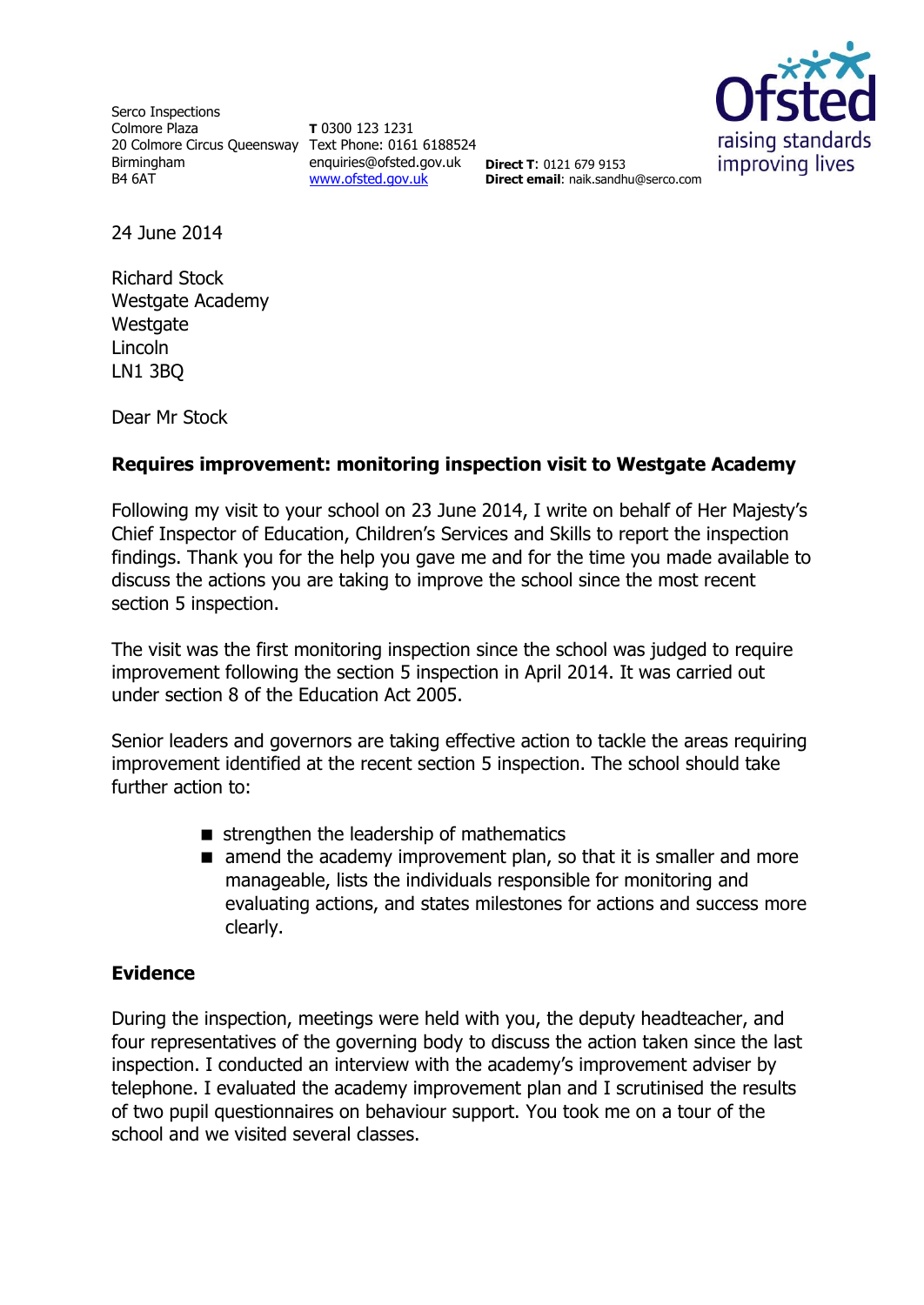Serco Inspections
Colmore Plaza
20 Colmore Circus Queensway
Birmingham
B4 6AT

**T** 0300 123 1231
Text Phone: 0161 6188524
enquiries@ofsted.gov.uk
www.ofsted.gov.uk

**Direct T**: 0121 679 9153
**Direct email**: naik.sandhu@serco.com

24 June 2014

Richard Stock
Westgate Academy
Westgate
Lincoln
LN1 3BQ

Dear Mr Stock

**Requires improvement: monitoring inspection visit to Westgate Academy**

Following my visit to your school on 23 June 2014, I write on behalf of Her Majesty's Chief Inspector of Education, Children's Services and Skills to report the inspection findings. Thank you for the help you gave me and for the time you made available to discuss the actions you are taking to improve the school since the most recent section 5 inspection.

The visit was the first monitoring inspection since the school was judged to require improvement following the section 5 inspection in April 2014. It was carried out under section 8 of the Education Act 2005.

Senior leaders and governors are taking effective action to tackle the areas requiring improvement identified at the recent section 5 inspection. The school should take further action to:

- strengthen the leadership of mathematics
- amend the academy improvement plan, so that it is smaller and more manageable, lists the individuals responsible for monitoring and evaluating actions, and states milestones for actions and success more clearly.

## Evidence

During the inspection, meetings were held with you, the deputy headteacher, and four representatives of the governing body to discuss the action taken since the last inspection. I conducted an interview with the academy's improvement adviser by telephone. I evaluated the academy improvement plan and I scrutinised the results of two pupil questionnaires on behaviour support. You took me on a tour of the school and we visited several classes.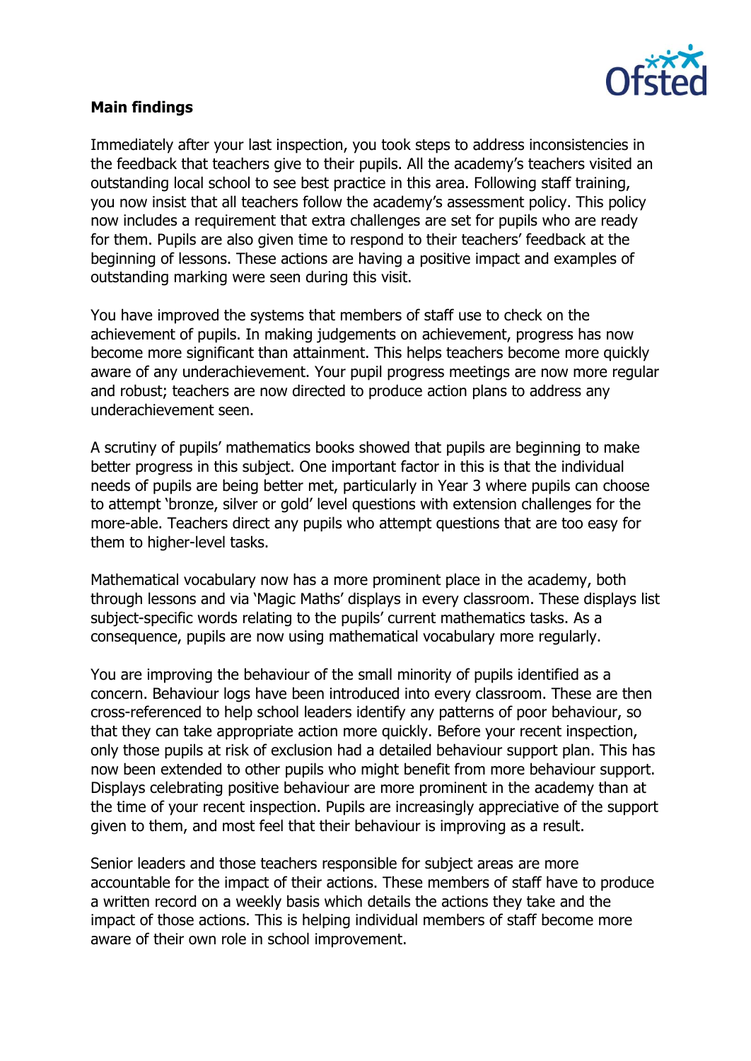**Main findings**

Immediately after your last inspection, you took steps to address inconsistencies in the feedback that teachers give to their pupils. All the academy's teachers visited an outstanding local school to see best practice in this area. Following staff training, you now insist that all teachers follow the academy's assessment policy. This policy now includes a requirement that extra challenges are set for pupils who are ready for them. Pupils are also given time to respond to their teachers' feedback at the beginning of lessons. These actions are having a positive impact and examples of outstanding marking were seen during this visit.

You have improved the systems that members of staff use to check on the achievement of pupils. In making judgements on achievement, progress has now become more significant than attainment. This helps teachers become more quickly aware of any underachievement. Your pupil progress meetings are now more regular and robust; teachers are now directed to produce action plans to address any underachievement seen.

A scrutiny of pupils' mathematics books showed that pupils are beginning to make better progress in this subject. One important factor in this is that the individual needs of pupils are being better met, particularly in Year 3 where pupils can choose to attempt 'bronze, silver or gold' level questions with extension challenges for the more-able. Teachers direct any pupils who attempt questions that are too easy for them to higher-level tasks.

Mathematical vocabulary now has a more prominent place in the academy, both through lessons and via 'Magic Maths' displays in every classroom. These displays list subject-specific words relating to the pupils' current mathematics tasks. As a consequence, pupils are now using mathematical vocabulary more regularly.

You are improving the behaviour of the small minority of pupils identified as a concern. Behaviour logs have been introduced into every classroom. These are then cross-referenced to help school leaders identify any patterns of poor behaviour, so that they can take appropriate action more quickly. Before your recent inspection, only those pupils at risk of exclusion had a detailed behaviour support plan. This has now been extended to other pupils who might benefit from more behaviour support. Displays celebrating positive behaviour are more prominent in the academy than at the time of your recent inspection. Pupils are increasingly appreciative of the support given to them, and most feel that their behaviour is improving as a result.

Senior leaders and those teachers responsible for subject areas are more accountable for the impact of their actions. These members of staff have to produce a written record on a weekly basis which details the actions they take and the impact of those actions. This is helping individual members of staff become more aware of their own role in school improvement.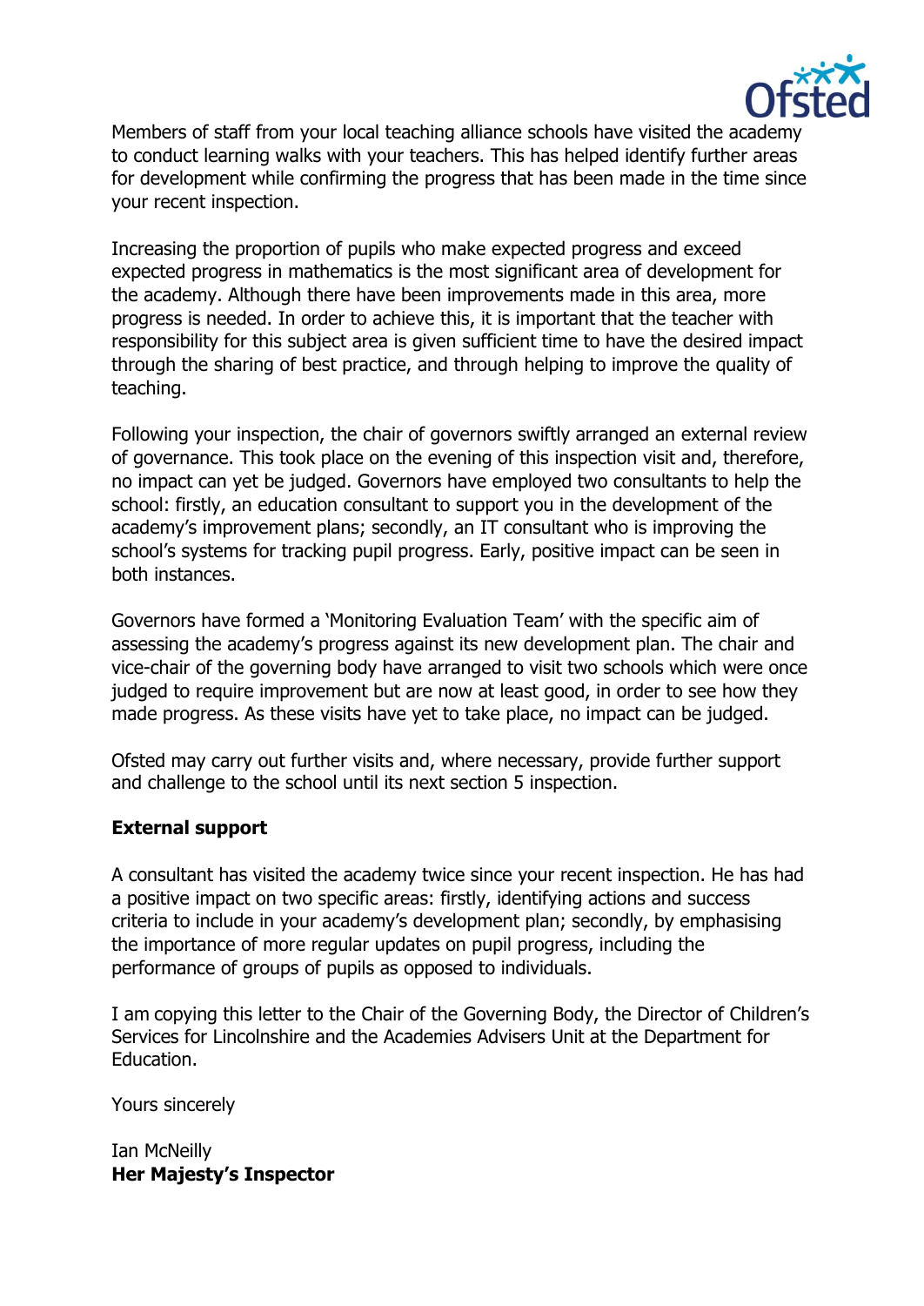Members of staff from your local teaching alliance schools have visited the academy to conduct learning walks with your teachers. This has helped identify further areas for development while confirming the progress that has been made in the time since your recent inspection.

Increasing the proportion of pupils who make expected progress and exceed expected progress in mathematics is the most significant area of development for the academy. Although there have been improvements made in this area, more progress is needed. In order to achieve this, it is important that the teacher with responsibility for this subject area is given sufficient time to have the desired impact through the sharing of best practice, and through helping to improve the quality of teaching.

Following your inspection, the chair of governors swiftly arranged an external review of governance. This took place on the evening of this inspection visit and, therefore, no impact can yet be judged. Governors have employed two consultants to help the school: firstly, an education consultant to support you in the development of the academy's improvement plans; secondly, an IT consultant who is improving the school's systems for tracking pupil progress. Early, positive impact can be seen in both instances.

Governors have formed a 'Monitoring Evaluation Team' with the specific aim of assessing the academy's progress against its new development plan. The chair and vice-chair of the governing body have arranged to visit two schools which were once judged to require improvement but are now at least good, in order to see how they made progress. As these visits have yet to take place, no impact can be judged.

Ofsted may carry out further visits and, where necessary, provide further support and challenge to the school until its next section 5 inspection.

**External support**

A consultant has visited the academy twice since your recent inspection. He has had a positive impact on two specific areas: firstly, identifying actions and success criteria to include in your academy's development plan; secondly, by emphasising the importance of more regular updates on pupil progress, including the performance of groups of pupils as opposed to individuals.

I am copying this letter to the Chair of the Governing Body, the Director of Children's Services for Lincolnshire and the Academies Advisers Unit at the Department for Education.

Yours sincerely

Ian McNeilly
**Her Majesty's Inspector**